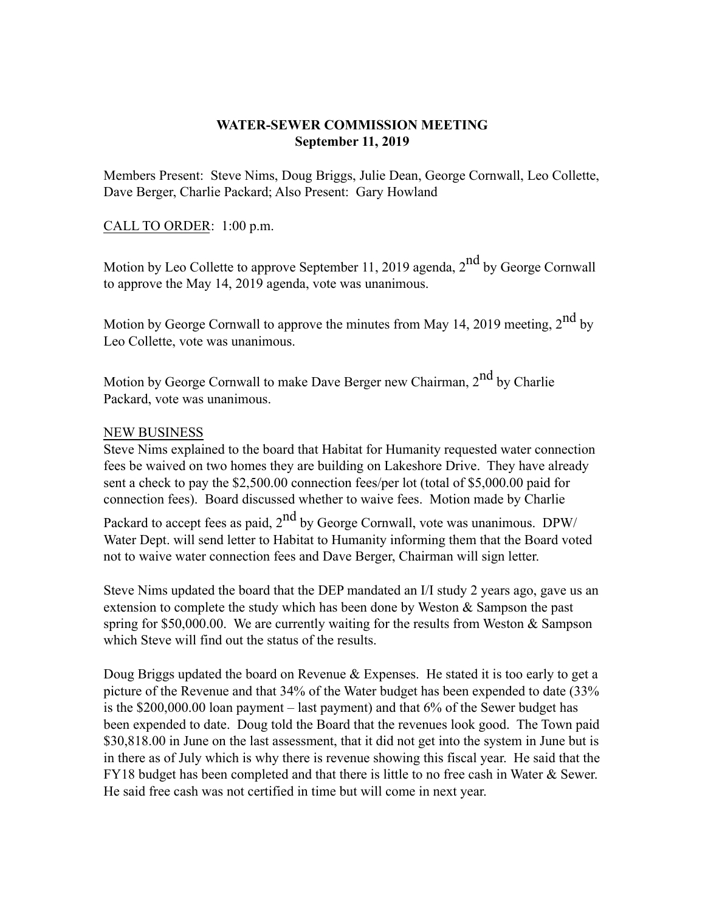**WATER-SEWER COMMISSION MEETING**
**September 11, 2019**

Members Present: Steve Nims, Doug Briggs, Julie Dean, George Cornwall, Leo Collette, Dave Berger, Charlie Packard; Also Present: Gary Howland

CALL TO ORDER: 1:00 p.m.

Motion by Leo Collette to approve September 11, 2019 agenda, 2nd by George Cornwall to approve the May 14, 2019 agenda, vote was unanimous.

Motion by George Cornwall to approve the minutes from May 14, 2019 meeting, 2nd by Leo Collette, vote was unanimous.

Motion by George Cornwall to make Dave Berger new Chairman, 2nd by Charlie Packard, vote was unanimous.

NEW BUSINESS

Steve Nims explained to the board that Habitat for Humanity requested water connection fees be waived on two homes they are building on Lakeshore Drive. They have already sent a check to pay the $2,500.00 connection fees/per lot (total of $5,000.00 paid for connection fees). Board discussed whether to waive fees. Motion made by Charlie Packard to accept fees as paid, 2nd by George Cornwall, vote was unanimous. DPW/ Water Dept. will send letter to Habitat to Humanity informing them that the Board voted not to waive water connection fees and Dave Berger, Chairman will sign letter.

Steve Nims updated the board that the DEP mandated an I/I study 2 years ago, gave us an extension to complete the study which has been done by Weston & Sampson the past spring for $50,000.00. We are currently waiting for the results from Weston & Sampson which Steve will find out the status of the results.

Doug Briggs updated the board on Revenue & Expenses. He stated it is too early to get a picture of the Revenue and that 34% of the Water budget has been expended to date (33% is the $200,000.00 loan payment – last payment) and that 6% of the Sewer budget has been expended to date. Doug told the Board that the revenues look good. The Town paid $30,818.00 in June on the last assessment, that it did not get into the system in June but is in there as of July which is why there is revenue showing this fiscal year. He said that the FY18 budget has been completed and that there is little to no free cash in Water & Sewer. He said free cash was not certified in time but will come in next year.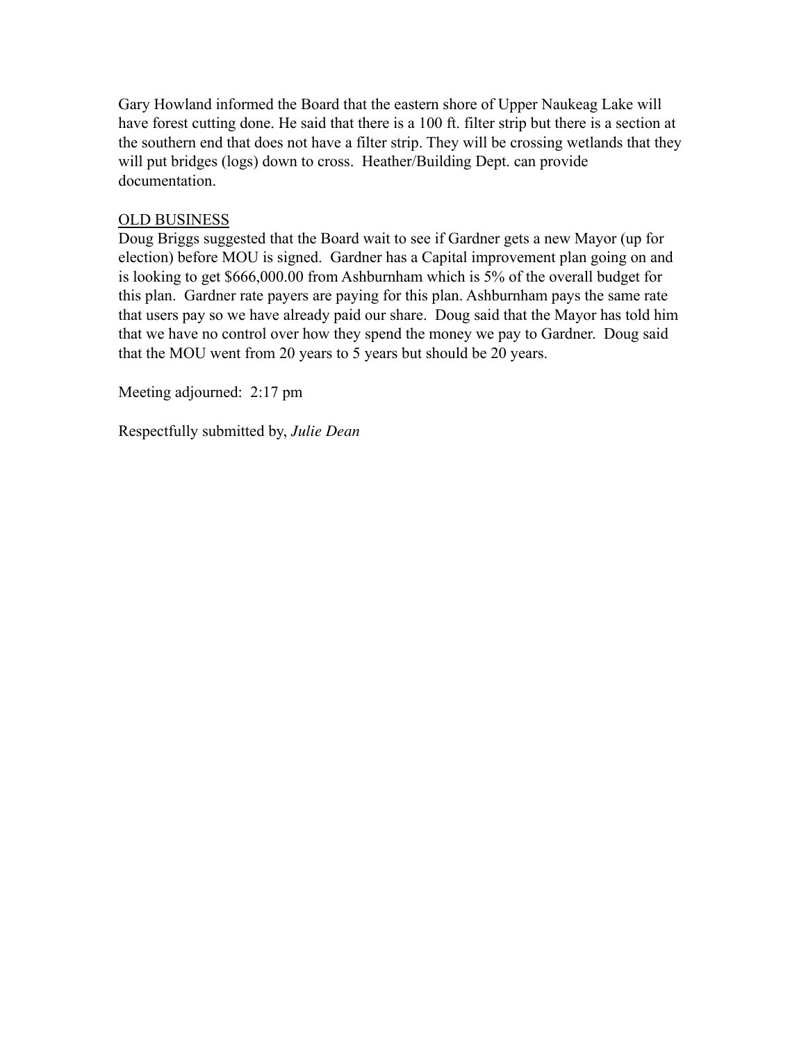Gary Howland informed the Board that the eastern shore of Upper Naukeag Lake will have forest cutting done. He said that there is a 100 ft. filter strip but there is a section at the southern end that does not have a filter strip. They will be crossing wetlands that they will put bridges (logs) down to cross. Heather/Building Dept. can provide documentation.

<u>OLD BUSINESS</u>

Doug Briggs suggested that the Board wait to see if Gardner gets a new Mayor (up for election) before MOU is signed. Gardner has a Capital improvement plan going on and is looking to get $666,000.00 from Ashburnham which is 5% of the overall budget for this plan. Gardner rate payers are paying for this plan. Ashburnham pays the same rate that users pay so we have already paid our share. Doug said that the Mayor has told him that we have no control over how they spend the money we pay to Gardner. Doug said that the MOU went from 20 years to 5 years but should be 20 years.

Meeting adjourned: 2:17 pm

Respectfully submitted by, *Julie Dean*